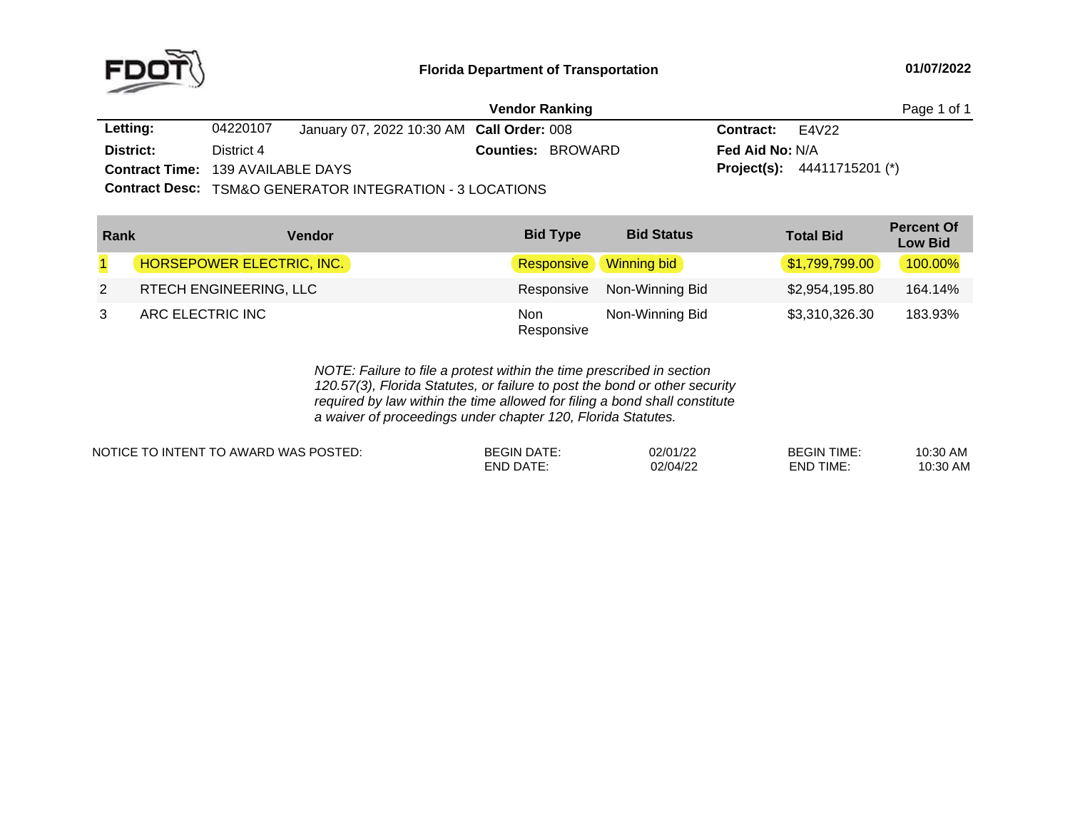# Florida Department of Transportation

01/07/2022

## Vendor Ranking

**Letting:** 04220107 January 07, 2022 10:30 AM **Call Order:** 008 **Contract:** E4V22

**District:** District 4 **Counties:** BROWARD **Fed Aid No:** N/A

**Contract Time:** 139 AVAILABLE DAYS **Project(s):** 44411715201 (*)

**Contract Desc:** TSM&O GENERATOR INTEGRATION - 3 LOCATIONS

| Rank | Vendor | Bid Type | Bid Status | Total Bid | Percent Of Low Bid |
|---|---|---|---|---|---|
| 1 | HORSEPOWER ELECTRIC, INC. | Responsive | Winning bid | $1,799,799.00 | 100.00% |
| 2 | RTECH ENGINEERING, LLC | Responsive | Non-Winning Bid | $2,954,195.80 | 164.14% |
| 3 | ARC ELECTRIC INC | Non Responsive | Non-Winning Bid | $3,310,326.30 | 183.93% |

*NOTE: Failure to file a protest within the time prescribed in section 120.57(3), Florida Statutes, or failure to post the bond or other security required by law within the time allowed for filing a bond shall constitute a waiver of proceedings under chapter 120, Florida Statutes.*

| NOTICE TO INTENT TO AWARD WAS POSTED: | | | | |
|---|---|---|---|---|
| | BEGIN DATE: | 02/01/22 | BEGIN TIME: | 10:30 AM |
| | END DATE: | 02/04/22 | END TIME: | 10:30 AM |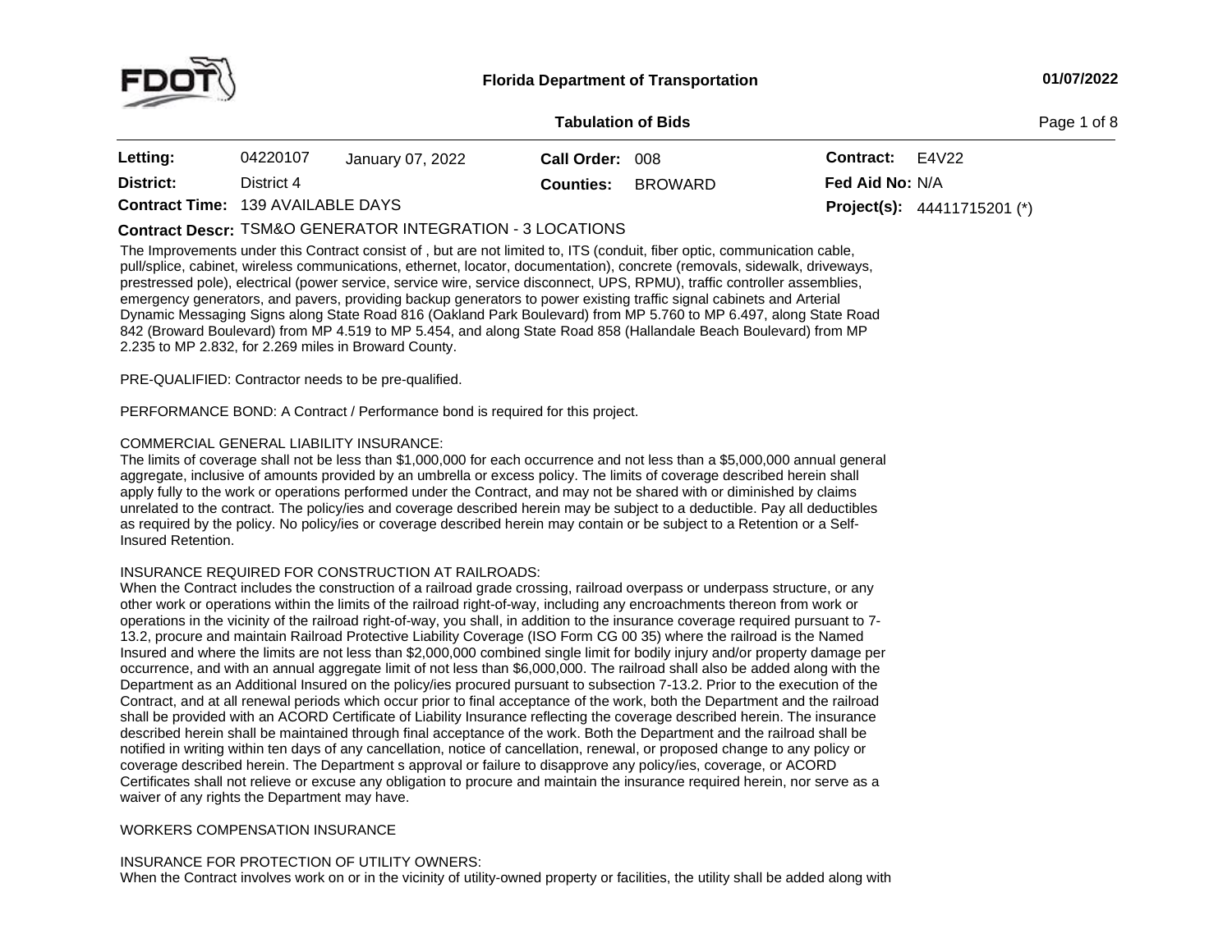# Florida Department of Transportation

01/07/2022

## Tabulation of Bids

| | | | | | | |
|---|---|---|---|---|---|---|
| **Letting:** | 04220107 | January 07, 2022 | **Call Order:** 008 | | **Contract:** | E4V22 |
| **District:** | District 4 | | **Counties:** | BROWARD | **Fed Aid No:** | N/A |
| **Contract Time:** | 139 AVAILABLE DAYS | | | | **Project(s):** | 44411715201 (*) |

**Contract Descr:** TSM&O GENERATOR INTEGRATION - 3 LOCATIONS

The Improvements under this Contract consist of , but are not limited to, ITS (conduit, fiber optic, communication cable, pull/splice, cabinet, wireless communications, ethernet, locator, documentation), concrete (removals, sidewalk, driveways, prestressed pole), electrical (power service, service wire, service disconnect, UPS, RPMU), traffic controller assemblies, emergency generators, and pavers, providing backup generators to power existing traffic signal cabinets and Arterial Dynamic Messaging Signs along State Road 816 (Oakland Park Boulevard) from MP 5.760 to MP 6.497, along State Road 842 (Broward Boulevard) from MP 4.519 to MP 5.454, and along State Road 858 (Hallandale Beach Boulevard) from MP 2.235 to MP 2.832, for 2.269 miles in Broward County.

PRE-QUALIFIED: Contractor needs to be pre-qualified.

PERFORMANCE BOND: A Contract / Performance bond is required for this project.

COMMERCIAL GENERAL LIABILITY INSURANCE:
The limits of coverage shall not be less than $1,000,000 for each occurrence and not less than a $5,000,000 annual general aggregate, inclusive of amounts provided by an umbrella or excess policy. The limits of coverage described herein shall apply fully to the work or operations performed under the Contract, and may not be shared with or diminished by claims unrelated to the contract. The policy/ies and coverage described herein may be subject to a deductible. Pay all deductibles as required by the policy. No policy/ies or coverage described herein may contain or be subject to a Retention or a Self-Insured Retention.

INSURANCE REQUIRED FOR CONSTRUCTION AT RAILROADS:
When the Contract includes the construction of a railroad grade crossing, railroad overpass or underpass structure, or any other work or operations within the limits of the railroad right-of-way, including any encroachments thereon from work or operations in the vicinity of the railroad right-of-way, you shall, in addition to the insurance coverage required pursuant to 7-13.2, procure and maintain Railroad Protective Liability Coverage (ISO Form CG 00 35) where the railroad is the Named Insured and where the limits are not less than $2,000,000 combined single limit for bodily injury and/or property damage per occurrence, and with an annual aggregate limit of not less than $6,000,000. The railroad shall also be added along with the Department as an Additional Insured on the policy/ies procured pursuant to subsection 7-13.2. Prior to the execution of the Contract, and at all renewal periods which occur prior to final acceptance of the work, both the Department and the railroad shall be provided with an ACORD Certificate of Liability Insurance reflecting the coverage described herein. The insurance described herein shall be maintained through final acceptance of the work. Both the Department and the railroad shall be notified in writing within ten days of any cancellation, notice of cancellation, renewal, or proposed change to any policy or coverage described herein. The Department s approval or failure to disapprove any policy/ies, coverage, or ACORD Certificates shall not relieve or excuse any obligation to procure and maintain the insurance required herein, nor serve as a waiver of any rights the Department may have.

WORKERS COMPENSATION INSURANCE

INSURANCE FOR PROTECTION OF UTILITY OWNERS:
When the Contract involves work on or in the vicinity of utility-owned property or facilities, the utility shall be added along with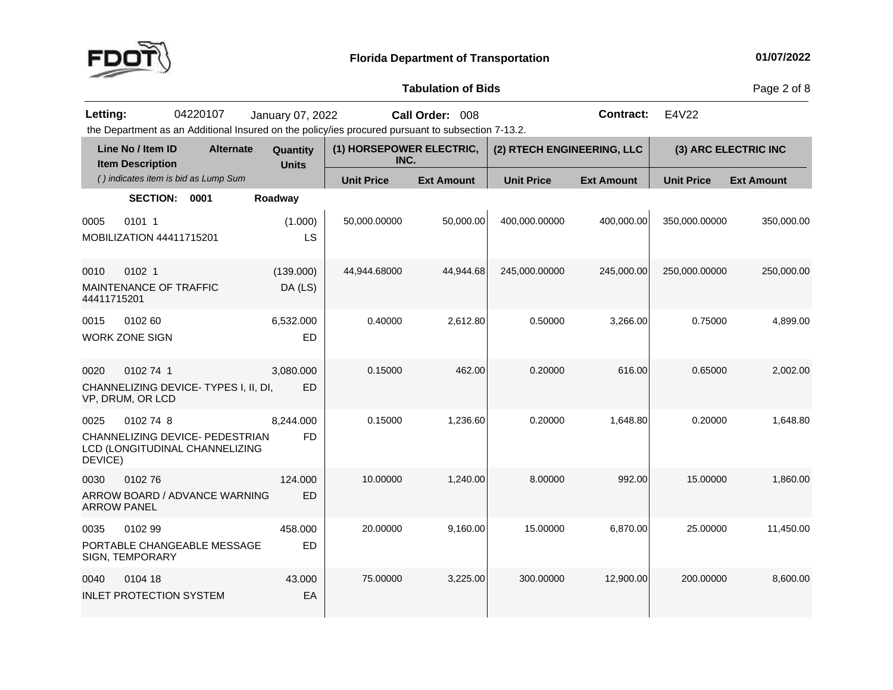# Florida Department of Transportation

01/07/2022

## Tabulation of Bids

**Letting:** 04220107 January 07, 2022 **Call Order:** 008 **Contract:** E4V22

the Department as an Additional Insured on the policy/ies procured pursuant to subsection 7-13.2.

| Line No / Item ID<br>Item Description<br>( ) indicates item is bid as Lump Sum | Alternate | Quantity<br>Units | (1) HORSEPOWER ELECTRIC, INC.<br>Unit Price | <br>Ext Amount | (2) RTECH ENGINEERING, LLC<br>Unit Price | <br>Ext Amount | (3) ARC ELECTRIC INC<br>Unit Price | <br>Ext Amount |
|---|---|---|---|---|---|---|---|---|
| **SECTION: 0001** | **Roadway** | | | | | | | |
| 0005 0101 1<br>MOBILIZATION 44411715201 | | (1.000)<br>LS | 50,000.00000 | 50,000.00 | 400,000.00000 | 400,000.00 | 350,000.00000 | 350,000.00 |
| 0010 0102 1<br>MAINTENANCE OF TRAFFIC 44411715201 | | (139.000)<br>DA (LS) | 44,944.68000 | 44,944.68 | 245,000.00000 | 245,000.00 | 250,000.00000 | 250,000.00 |
| 0015 0102 60<br>WORK ZONE SIGN | | 6,532.000<br>ED | 0.40000 | 2,612.80 | 0.50000 | 3,266.00 | 0.75000 | 4,899.00 |
| 0020 0102 74 1<br>CHANNELIZING DEVICE- TYPES I, II, DI, VP, DRUM, OR LCD | | 3,080.000<br>ED | 0.15000 | 462.00 | 0.20000 | 616.00 | 0.65000 | 2,002.00 |
| 0025 0102 74 8<br>CHANNELIZING DEVICE- PEDESTRIAN LCD (LONGITUDINAL CHANNELIZING DEVICE) | | 8,244.000<br>FD | 0.15000 | 1,236.60 | 0.20000 | 1,648.80 | 0.20000 | 1,648.80 |
| 0030 0102 76<br>ARROW BOARD / ADVANCE WARNING ARROW PANEL | | 124.000<br>ED | 10.00000 | 1,240.00 | 8.00000 | 992.00 | 15.00000 | 1,860.00 |
| 0035 0102 99<br>PORTABLE CHANGEABLE MESSAGE SIGN, TEMPORARY | | 458.000<br>ED | 20.00000 | 9,160.00 | 15.00000 | 6,870.00 | 25.00000 | 11,450.00 |
| 0040 0104 18<br>INLET PROTECTION SYSTEM | | 43.000<br>EA | 75.00000 | 3,225.00 | 300.00000 | 12,900.00 | 200.00000 | 8,600.00 |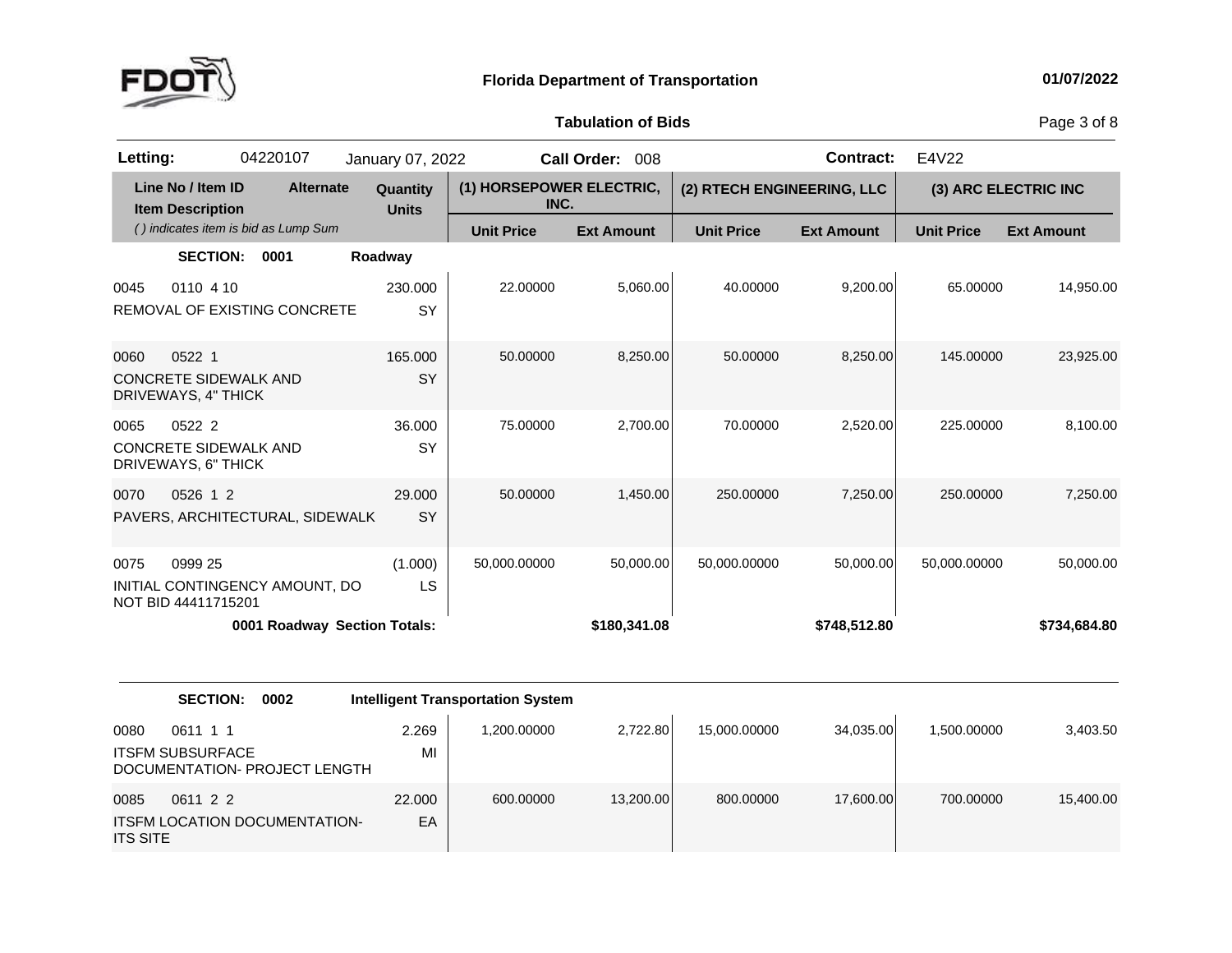**Florida Department of Transportation** — 01/07/2022

**Tabulation of Bids**

| Letting: | 04220107 | January 07, 2022 | Call Order: 008 | Contract: | E4V22 |
|---|---|---|---|---|---|

| Line No / Item ID | Item Description | Alternate | Quantity / Units | (1) HORSEPOWER ELECTRIC, INC. | | (2) RTECH ENGINEERING, LLC | | (3) ARC ELECTRIC INC | |
|---|---|---|---|---|---|---|---|---|---|
| *( ) indicates item is bid as Lump Sum* | | | | Unit Price | Ext Amount | Unit Price | Ext Amount | Unit Price | Ext Amount |
| **SECTION: 0001** | **Roadway** | | | | | | | | |
| 0045 0110 4 10 | REMOVAL OF EXISTING CONCRETE | | 230.000 SY | 22.00000 | 5,060.00 | 40.00000 | 9,200.00 | 65.00000 | 14,950.00 |
| 0060 0522 1 | CONCRETE SIDEWALK AND DRIVEWAYS, 4" THICK | | 165.000 SY | 50.00000 | 8,250.00 | 50.00000 | 8,250.00 | 145.00000 | 23,925.00 |
| 0065 0522 2 | CONCRETE SIDEWALK AND DRIVEWAYS, 6" THICK | | 36.000 SY | 75.00000 | 2,700.00 | 70.00000 | 2,520.00 | 225.00000 | 8,100.00 |
| 0070 0526 1 2 | PAVERS, ARCHITECTURAL, SIDEWALK | | 29.000 SY | 50.00000 | 1,450.00 | 250.00000 | 7,250.00 | 250.00000 | 7,250.00 |
| 0075 0999 25 | INITIAL CONTINGENCY AMOUNT, DO NOT BID 44411715201 | | (1.000) LS | 50,000.00000 | 50,000.00 | 50,000.00000 | 50,000.00 | 50,000.00000 | 50,000.00 |
| | **0001 Roadway Section Totals:** | | | | **$180,341.08** | | **$748,512.80** | | **$734,684.80** |
| **SECTION: 0002** | **Intelligent Transportation System** | | | | | | | | |
| 0080 0611 1 1 | ITSFM SUBSURFACE DOCUMENTATION- PROJECT LENGTH | | 2.269 MI | 1,200.00000 | 2,722.80 | 15,000.00000 | 34,035.00 | 1,500.00000 | 3,403.50 |
| 0085 0611 2 2 | ITSFM LOCATION DOCUMENTATION- ITS SITE | | 22.000 EA | 600.00000 | 13,200.00 | 800.00000 | 17,600.00 | 700.00000 | 15,400.00 |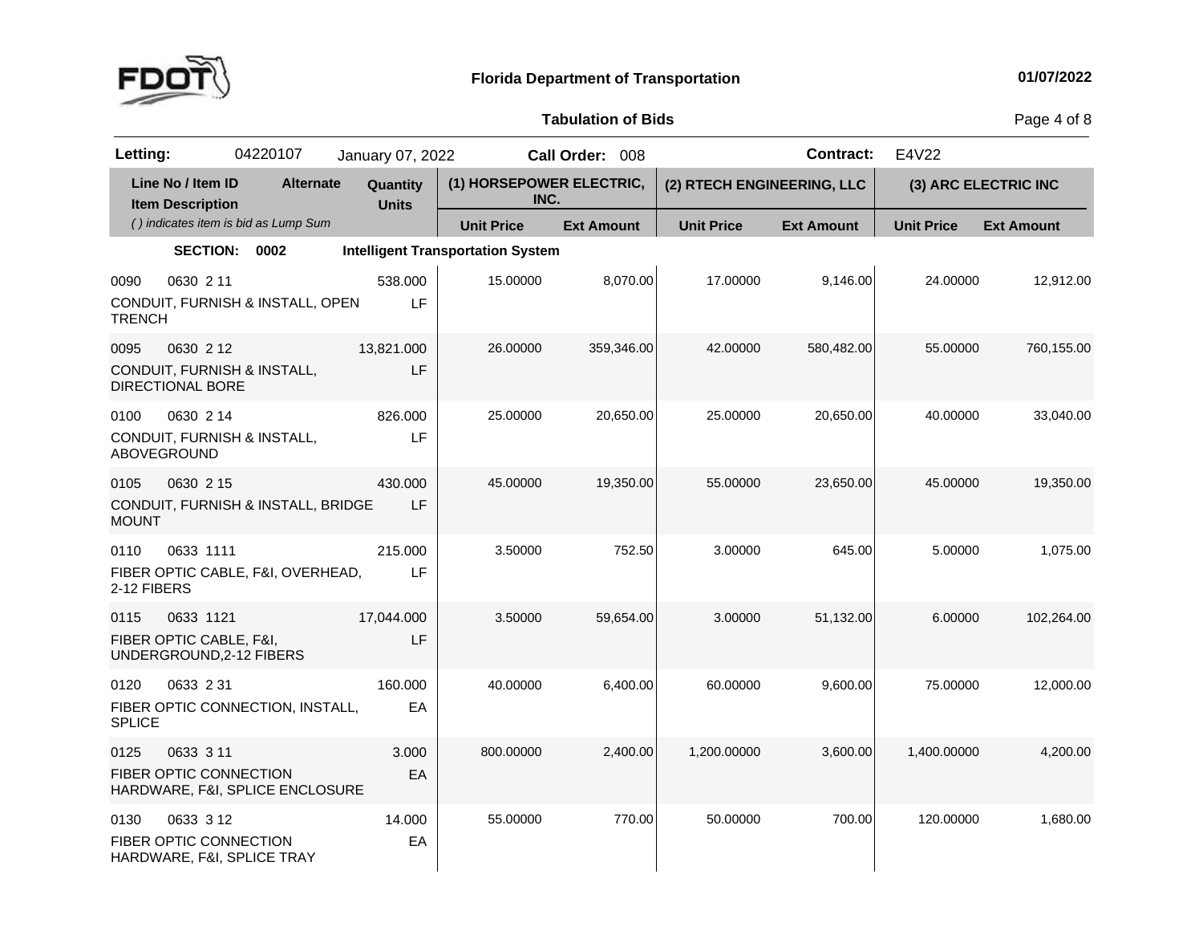**Florida Department of Transportation** 01/07/2022

**Tabulation of Bids**

**Letting:** 04220107 January 07, 2022 **Call Order:** 008 **Contract:** E4V22

| Line No / Item ID | Item Description | Alternate | Quantity | Units | (1) HORSEPOWER ELECTRIC, INC. Unit Price | (1) HORSEPOWER ELECTRIC, INC. Ext Amount | (2) RTECH ENGINEERING, LLC Unit Price | (2) RTECH ENGINEERING, LLC Ext Amount | (3) ARC ELECTRIC INC Unit Price | (3) ARC ELECTRIC INC Ext Amount |
|---|---|---|---|---|---|---|---|---|---|---|
| *( ) indicates item is bid as Lump Sum* | | | | | | | | | | |
| **SECTION: 0002** | **Intelligent Transportation System** | | | | | | | | | |
| 0090 0630 2 11 | CONDUIT, FURNISH & INSTALL, OPEN TRENCH | | 538.000 | LF | 15.00000 | 8,070.00 | 17.00000 | 9,146.00 | 24.00000 | 12,912.00 |
| 0095 0630 2 12 | CONDUIT, FURNISH & INSTALL, DIRECTIONAL BORE | | 13,821.000 | LF | 26.00000 | 359,346.00 | 42.00000 | 580,482.00 | 55.00000 | 760,155.00 |
| 0100 0630 2 14 | CONDUIT, FURNISH & INSTALL, ABOVEGROUND | | 826.000 | LF | 25.00000 | 20,650.00 | 25.00000 | 20,650.00 | 40.00000 | 33,040.00 |
| 0105 0630 2 15 | CONDUIT, FURNISH & INSTALL, BRIDGE MOUNT | | 430.000 | LF | 45.00000 | 19,350.00 | 55.00000 | 23,650.00 | 45.00000 | 19,350.00 |
| 0110 0633 1111 | FIBER OPTIC CABLE, F&I, OVERHEAD, 2-12 FIBERS | | 215.000 | LF | 3.50000 | 752.50 | 3.00000 | 645.00 | 5.00000 | 1,075.00 |
| 0115 0633 1121 | FIBER OPTIC CABLE, F&I, UNDERGROUND,2-12 FIBERS | | 17,044.000 | LF | 3.50000 | 59,654.00 | 3.00000 | 51,132.00 | 6.00000 | 102,264.00 |
| 0120 0633 2 31 | FIBER OPTIC CONNECTION, INSTALL, SPLICE | | 160.000 | EA | 40.00000 | 6,400.00 | 60.00000 | 9,600.00 | 75.00000 | 12,000.00 |
| 0125 0633 3 11 | FIBER OPTIC CONNECTION HARDWARE, F&I, SPLICE ENCLOSURE | | 3.000 | EA | 800.00000 | 2,400.00 | 1,200.00000 | 3,600.00 | 1,400.00000 | 4,200.00 |
| 0130 0633 3 12 | FIBER OPTIC CONNECTION HARDWARE, F&I, SPLICE TRAY | | 14.000 | EA | 55.00000 | 770.00 | 50.00000 | 700.00 | 120.00000 | 1,680.00 |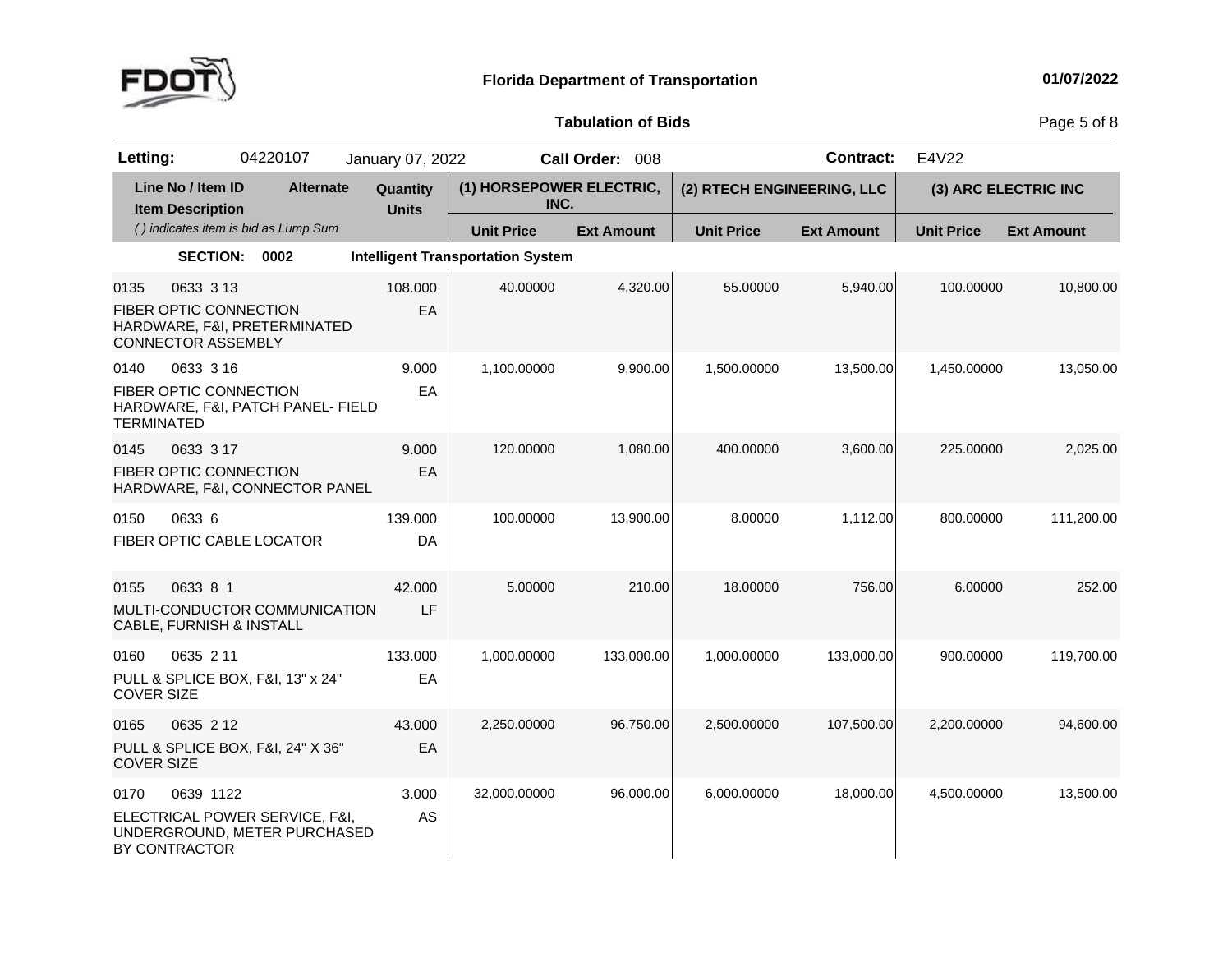**Florida Department of Transportation** 01/07/2022

**Tabulation of Bids**

**Letting:** 04220107 January 07, 2022 **Call Order:** 008 **Contract:** E4V22

| Line No / Item ID<br>Item Description<br>*( ) indicates item is bid as Lump Sum* | Alternate | Quantity<br>Units | (1) HORSEPOWER ELECTRIC, INC. | | (2) RTECH ENGINEERING, LLC | | (3) ARC ELECTRIC INC | |
|---|---|---|---|---|---|---|---|---|
| | | | Unit Price | Ext Amount | Unit Price | Ext Amount | Unit Price | Ext Amount |
| **SECTION: 0002** | | **Intelligent Transportation System** | | | | | | |
| 0135 0633 3 13<br>FIBER OPTIC CONNECTION HARDWARE, F&I, PRETERMINATED CONNECTOR ASSEMBLY | | 108.000<br>EA | 40.00000 | 4,320.00 | 55.00000 | 5,940.00 | 100.00000 | 10,800.00 |
| 0140 0633 3 16<br>FIBER OPTIC CONNECTION HARDWARE, F&I, PATCH PANEL- FIELD TERMINATED | | 9.000<br>EA | 1,100.00000 | 9,900.00 | 1,500.00000 | 13,500.00 | 1,450.00000 | 13,050.00 |
| 0145 0633 3 17<br>FIBER OPTIC CONNECTION HARDWARE, F&I, CONNECTOR PANEL | | 9.000<br>EA | 120.00000 | 1,080.00 | 400.00000 | 3,600.00 | 225.00000 | 2,025.00 |
| 0150 0633 6<br>FIBER OPTIC CABLE LOCATOR | | 139.000<br>DA | 100.00000 | 13,900.00 | 8.00000 | 1,112.00 | 800.00000 | 111,200.00 |
| 0155 0633 8 1<br>MULTI-CONDUCTOR COMMUNICATION CABLE, FURNISH & INSTALL | | 42.000<br>LF | 5.00000 | 210.00 | 18.00000 | 756.00 | 6.00000 | 252.00 |
| 0160 0635 2 11<br>PULL & SPLICE BOX, F&I, 13" x 24" COVER SIZE | | 133.000<br>EA | 1,000.00000 | 133,000.00 | 1,000.00000 | 133,000.00 | 900.00000 | 119,700.00 |
| 0165 0635 2 12<br>PULL & SPLICE BOX, F&I, 24" X 36" COVER SIZE | | 43.000<br>EA | 2,250.00000 | 96,750.00 | 2,500.00000 | 107,500.00 | 2,200.00000 | 94,600.00 |
| 0170 0639 1122<br>ELECTRICAL POWER SERVICE, F&I, UNDERGROUND, METER PURCHASED BY CONTRACTOR | | 3.000<br>AS | 32,000.00000 | 96,000.00 | 6,000.00000 | 18,000.00 | 4,500.00000 | 13,500.00 |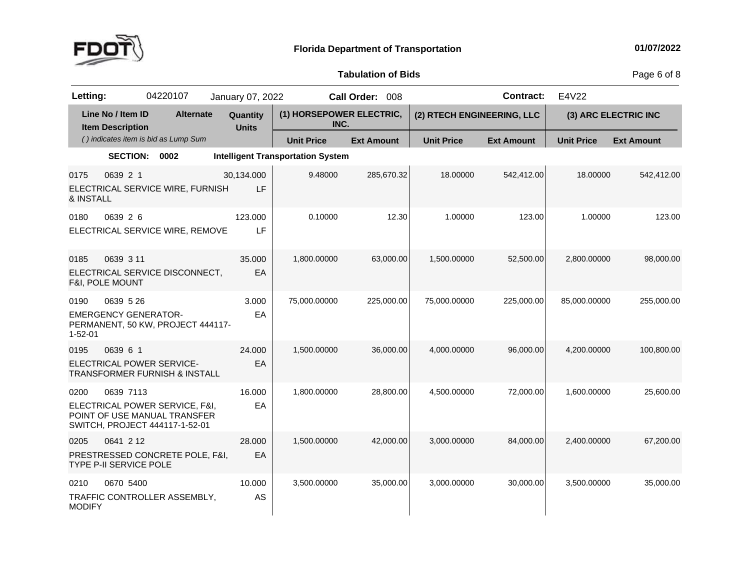**Florida Department of Transportation** 01/07/2022

**Tabulation of Bids**

**Letting:** 04220107 January 07, 2022 **Call Order:** 008 **Contract:** E4V22

| Line No / Item ID<br>Item Description<br>*( ) indicates item is bid as Lump Sum* | Alternate | Quantity<br>Units | (1) HORSEPOWER ELECTRIC, INC. | | (2) RTECH ENGINEERING, LLC | | (3) ARC ELECTRIC INC | |
|---|---|---|---|---|---|---|---|---|
| | | | Unit Price | Ext Amount | Unit Price | Ext Amount | Unit Price | Ext Amount |
| **SECTION: 0002** | | **Intelligent Transportation System** | | | | | | |
| 0175 0639 2 1<br>ELECTRICAL SERVICE WIRE, FURNISH & INSTALL | | 30,134.000<br>LF | 9.48000 | 285,670.32 | 18.00000 | 542,412.00 | 18.00000 | 542,412.00 |
| 0180 0639 2 6<br>ELECTRICAL SERVICE WIRE, REMOVE | | 123.000<br>LF | 0.10000 | 12.30 | 1.00000 | 123.00 | 1.00000 | 123.00 |
| 0185 0639 3 11<br>ELECTRICAL SERVICE DISCONNECT, F&I, POLE MOUNT | | 35.000<br>EA | 1,800.00000 | 63,000.00 | 1,500.00000 | 52,500.00 | 2,800.00000 | 98,000.00 |
| 0190 0639 5 26<br>EMERGENCY GENERATOR-PERMANENT, 50 KW, PROJECT 444117-1-52-01 | | 3.000<br>EA | 75,000.00000 | 225,000.00 | 75,000.00000 | 225,000.00 | 85,000.00000 | 255,000.00 |
| 0195 0639 6 1<br>ELECTRICAL POWER SERVICE-TRANSFORMER FURNISH & INSTALL | | 24.000<br>EA | 1,500.00000 | 36,000.00 | 4,000.00000 | 96,000.00 | 4,200.00000 | 100,800.00 |
| 0200 0639 7113<br>ELECTRICAL POWER SERVICE, F&I, POINT OF USE MANUAL TRANSFER SWITCH, PROJECT 444117-1-52-01 | | 16.000<br>EA | 1,800.00000 | 28,800.00 | 4,500.00000 | 72,000.00 | 1,600.00000 | 25,600.00 |
| 0205 0641 2 12<br>PRESTRESSED CONCRETE POLE, F&I, TYPE P-II SERVICE POLE | | 28.000<br>EA | 1,500.00000 | 42,000.00 | 3,000.00000 | 84,000.00 | 2,400.00000 | 67,200.00 |
| 0210 0670 5400<br>TRAFFIC CONTROLLER ASSEMBLY, MODIFY | | 10.000<br>AS | 3,500.00000 | 35,000.00 | 3,000.00000 | 30,000.00 | 3,500.00000 | 35,000.00 |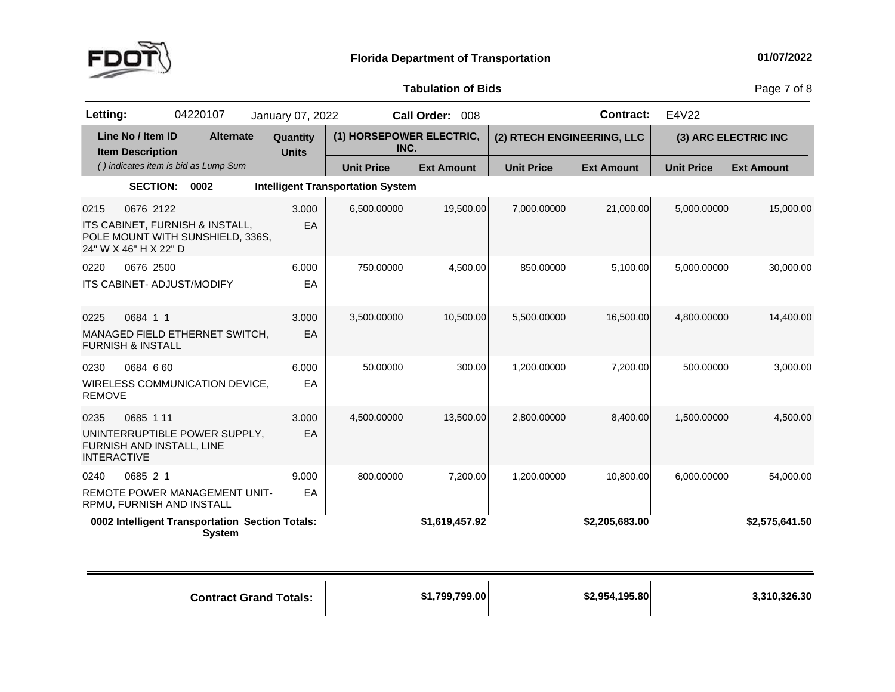**Florida Department of Transportation**

**01/07/2022**

**Tabulation of Bids**

| **Letting:** | 04220107 | January 07, 2022 | **Call Order:** 008 | **Contract:** | E4V22 |
|---|---|---|---|---|---|

| Line No / Item ID / Item Description | Alternate | Quantity / Units | (1) HORSEPOWER ELECTRIC, INC. Unit Price | (1) HORSEPOWER ELECTRIC, INC. Ext Amount | (2) RTECH ENGINEERING, LLC Unit Price | (2) RTECH ENGINEERING, LLC Ext Amount | (3) ARC ELECTRIC INC Unit Price | (3) ARC ELECTRIC INC Ext Amount |
|---|---|---|---|---|---|---|---|---|
| *( ) indicates item is bid as Lump Sum* | | | | | | | | |
| **SECTION: 0002 Intelligent Transportation System** | | | | | | | | |
| 0215 0676 2122 ITS CABINET, FURNISH & INSTALL, POLE MOUNT WITH SUNSHIELD, 336S, 24" W X 46" H X 22" D | | 3.000 EA | 6,500.00000 | 19,500.00 | 7,000.00000 | 21,000.00 | 5,000.00000 | 15,000.00 |
| 0220 0676 2500 ITS CABINET- ADJUST/MODIFY | | 6.000 EA | 750.00000 | 4,500.00 | 850.00000 | 5,100.00 | 5,000.00000 | 30,000.00 |
| 0225 0684 1 1 MANAGED FIELD ETHERNET SWITCH, FURNISH & INSTALL | | 3.000 EA | 3,500.00000 | 10,500.00 | 5,500.00000 | 16,500.00 | 4,800.00000 | 14,400.00 |
| 0230 0684 6 60 WIRELESS COMMUNICATION DEVICE, REMOVE | | 6.000 EA | 50.00000 | 300.00 | 1,200.00000 | 7,200.00 | 500.00000 | 3,000.00 |
| 0235 0685 1 11 UNINTERRUPTIBLE POWER SUPPLY, FURNISH AND INSTALL, LINE INTERACTIVE | | 3.000 EA | 4,500.00000 | 13,500.00 | 2,800.00000 | 8,400.00 | 1,500.00000 | 4,500.00 |
| 0240 0685 2 1 REMOTE POWER MANAGEMENT UNIT-RPMU, FURNISH AND INSTALL | | 9.000 EA | 800.00000 | 7,200.00 | 1,200.00000 | 10,800.00 | 6,000.00000 | 54,000.00 |
| **0002 Intelligent Transportation System Section Totals:** | | | | **$1,619,457.92** | | **$2,205,683.00** | | **$2,575,641.50** |
| **Contract Grand Totals:** | | | | **$1,799,799.00** | | **$2,954,195.80** | | **3,310,326.30** |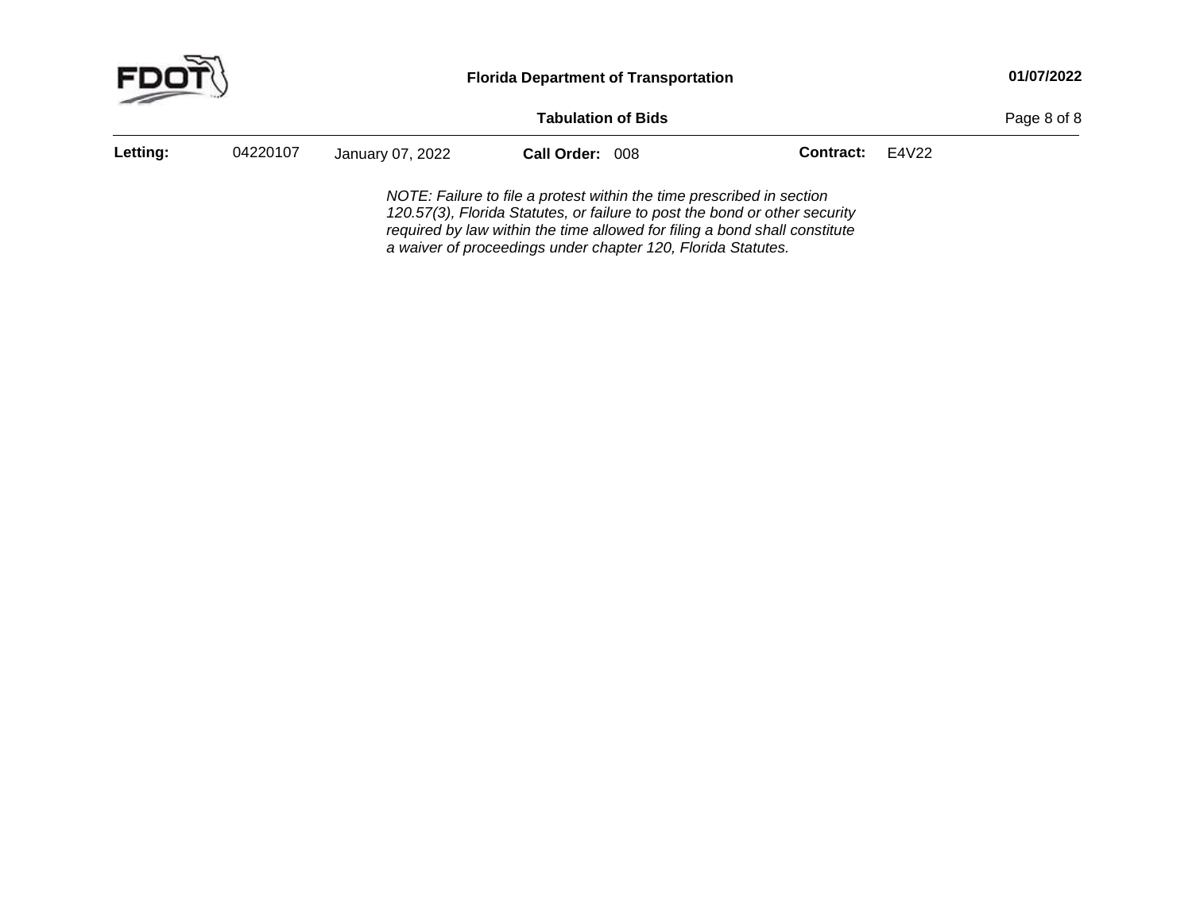**Letting:** 04220107 January 07, 2022 **Call Order:** 008 **Contract:** E4V22

*NOTE: Failure to file a protest within the time prescribed in section 120.57(3), Florida Statutes, or failure to post the bond or other security required by law within the time allowed for filing a bond shall constitute a waiver of proceedings under chapter 120, Florida Statutes.*